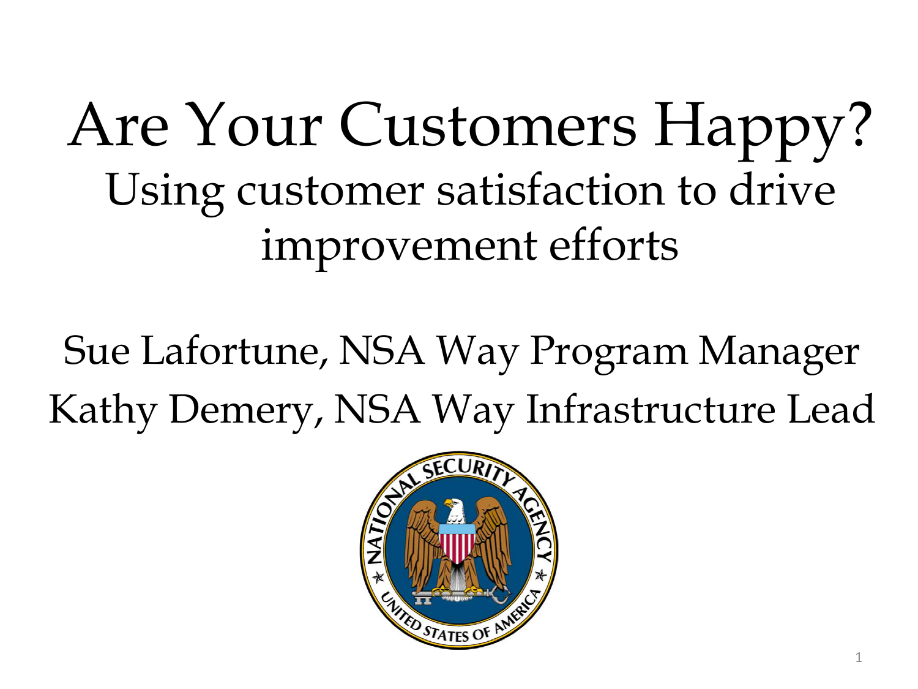# Are Your Customers Happy?

## Using customer satisfaction to drive improvement efforts

Sue Lafortune, NSA Way Program Manager

Kathy Demery, NSA Way Infrastructure Lead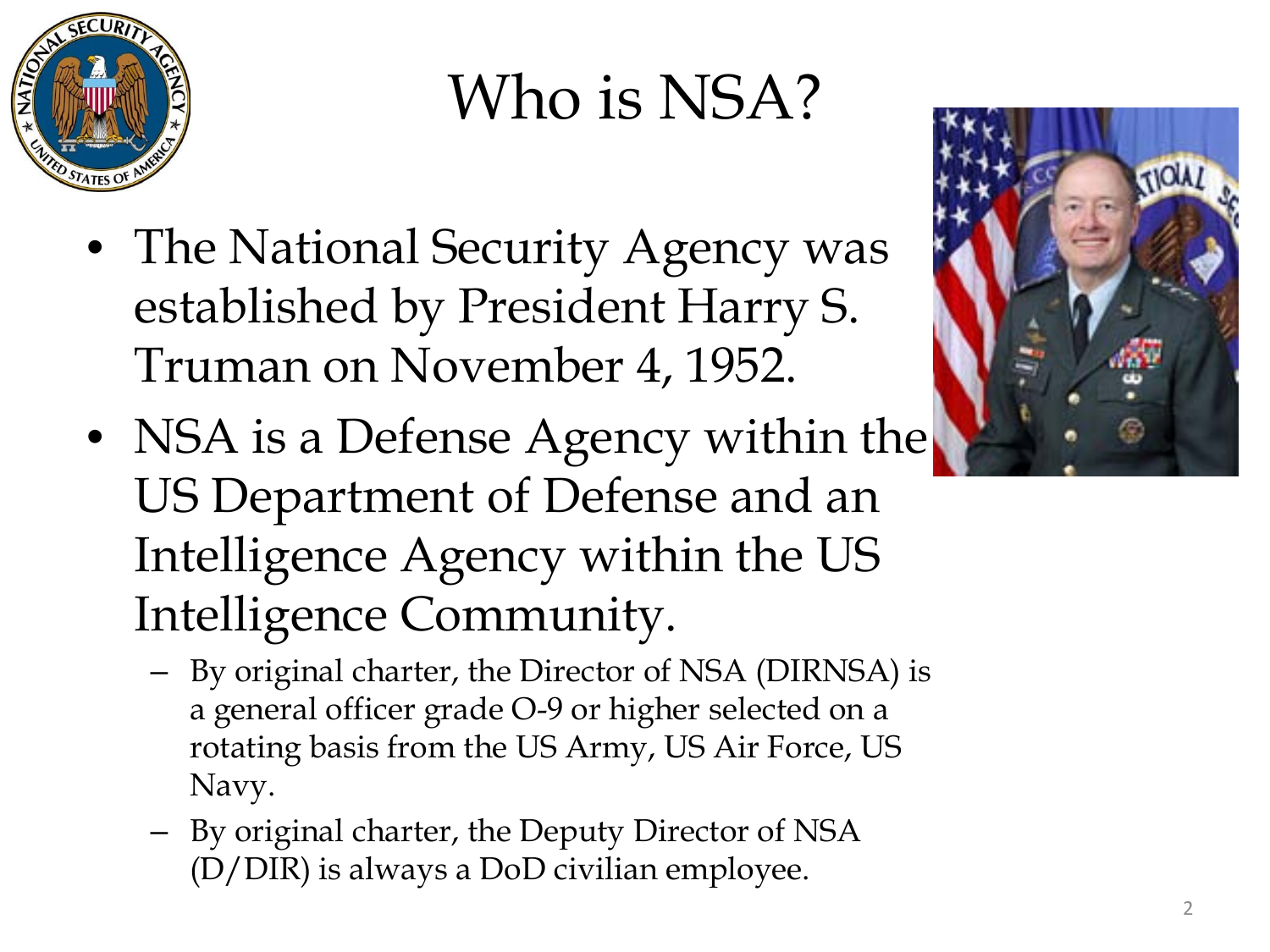# Who is NSA?

- The National Security Agency was established by President Harry S. Truman on November 4, 1952.
- NSA is a Defense Agency within the US Department of Defense and an Intelligence Agency within the US Intelligence Community.
  - By original charter, the Director of NSA (DIRNSA) is a general officer grade O-9 or higher selected on a rotating basis from the US Army, US Air Force, US Navy.
  - By original charter, the Deputy Director of NSA (D/DIR) is always a DoD civilian employee.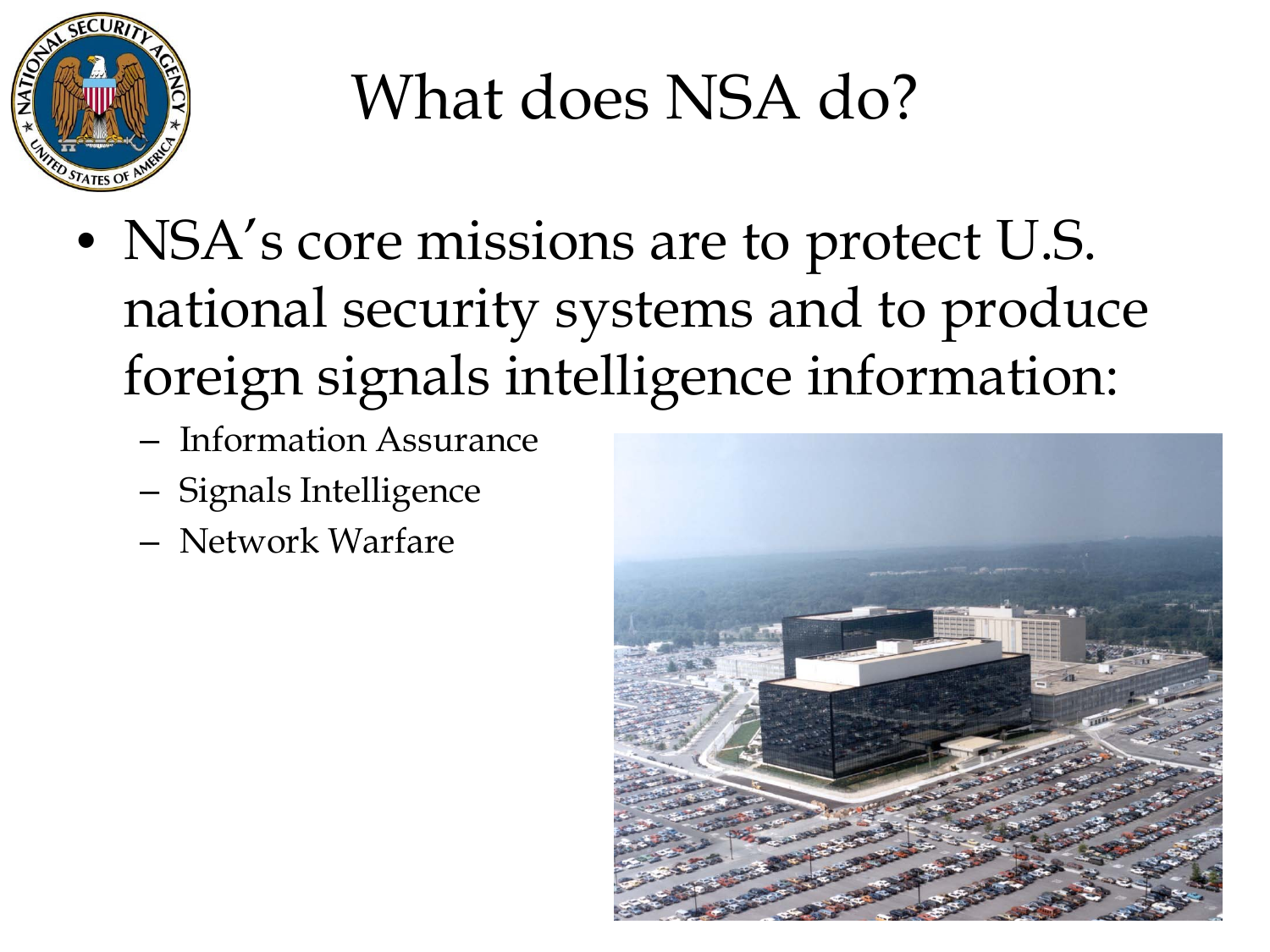# What does NSA do?

- NSA's core missions are to protect U.S. national security systems and to produce foreign signals intelligence information:
  - Information Assurance
  - Signals Intelligence
  - Network Warfare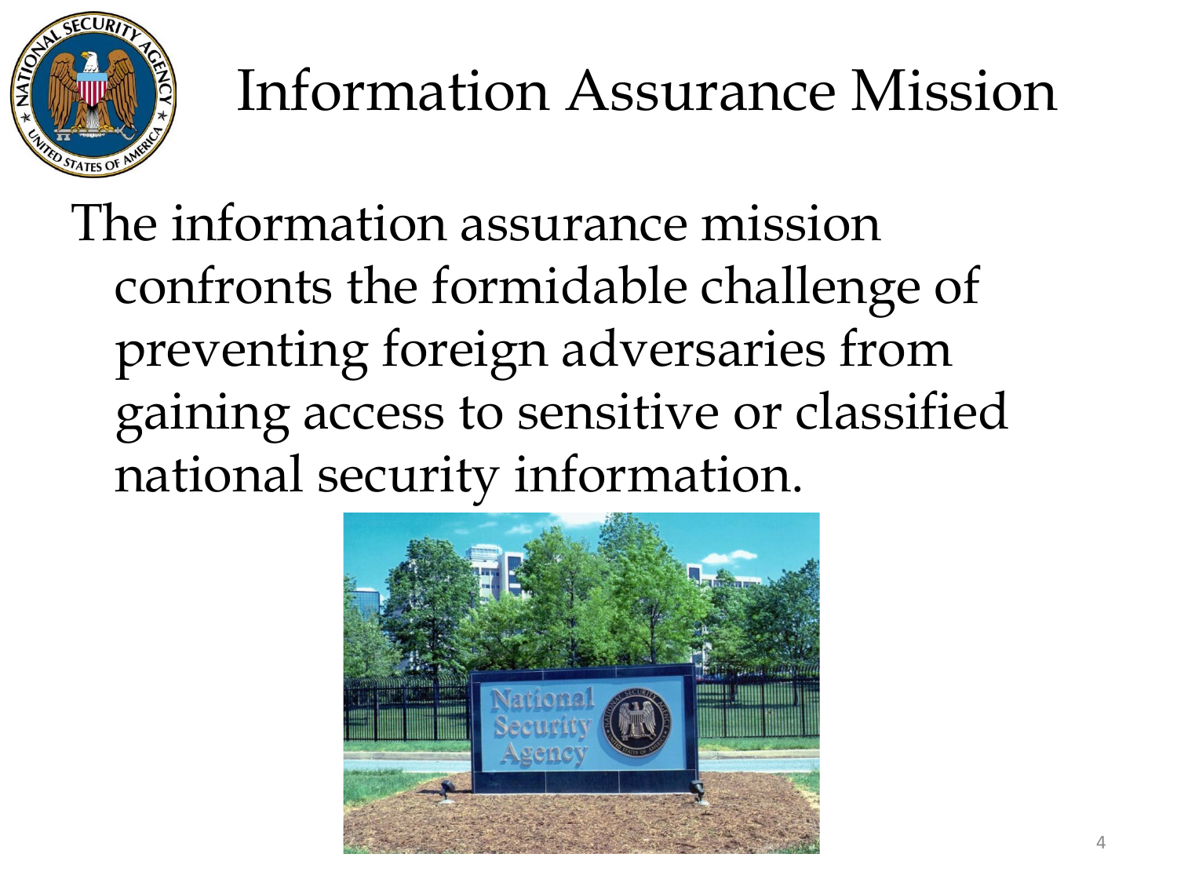# Information Assurance Mission

The information assurance mission confronts the formidable challenge of preventing foreign adversaries from gaining access to sensitive or classified national security information.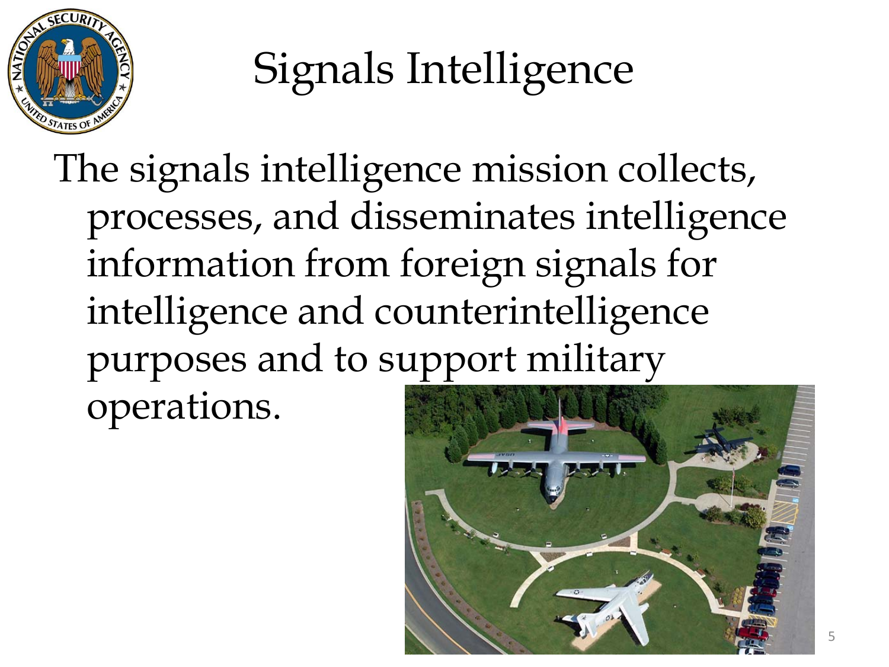# Signals Intelligence

The signals intelligence mission collects, processes, and disseminates intelligence information from foreign signals for intelligence and counterintelligence purposes and to support military operations.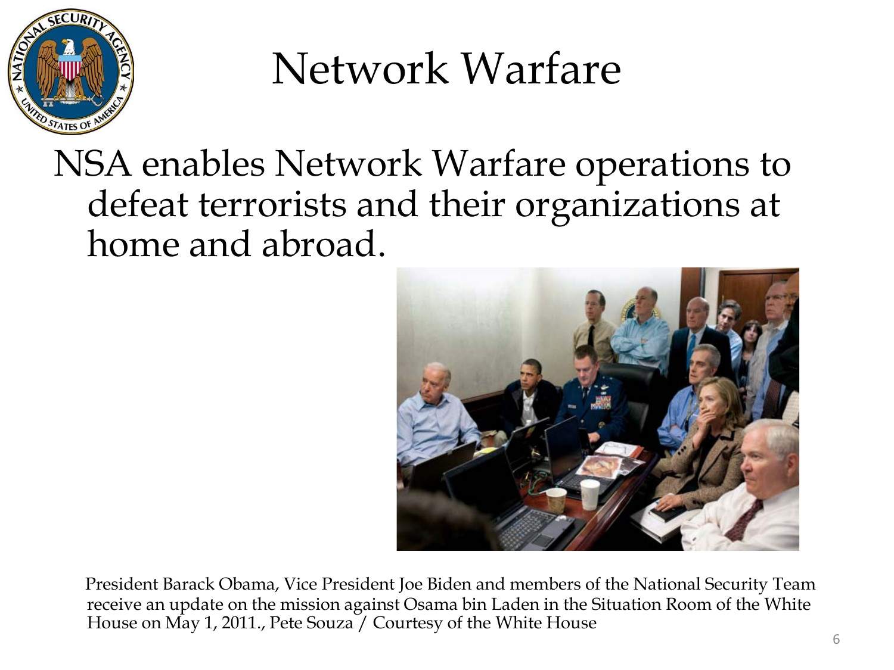# Network Warfare

NSA enables Network Warfare operations to defeat terrorists and their organizations at home and abroad.

President Barack Obama, Vice President Joe Biden and members of the National Security Team receive an update on the mission against Osama bin Laden in the Situation Room of the White House on May 1, 2011., Pete Souza / Courtesy of the White House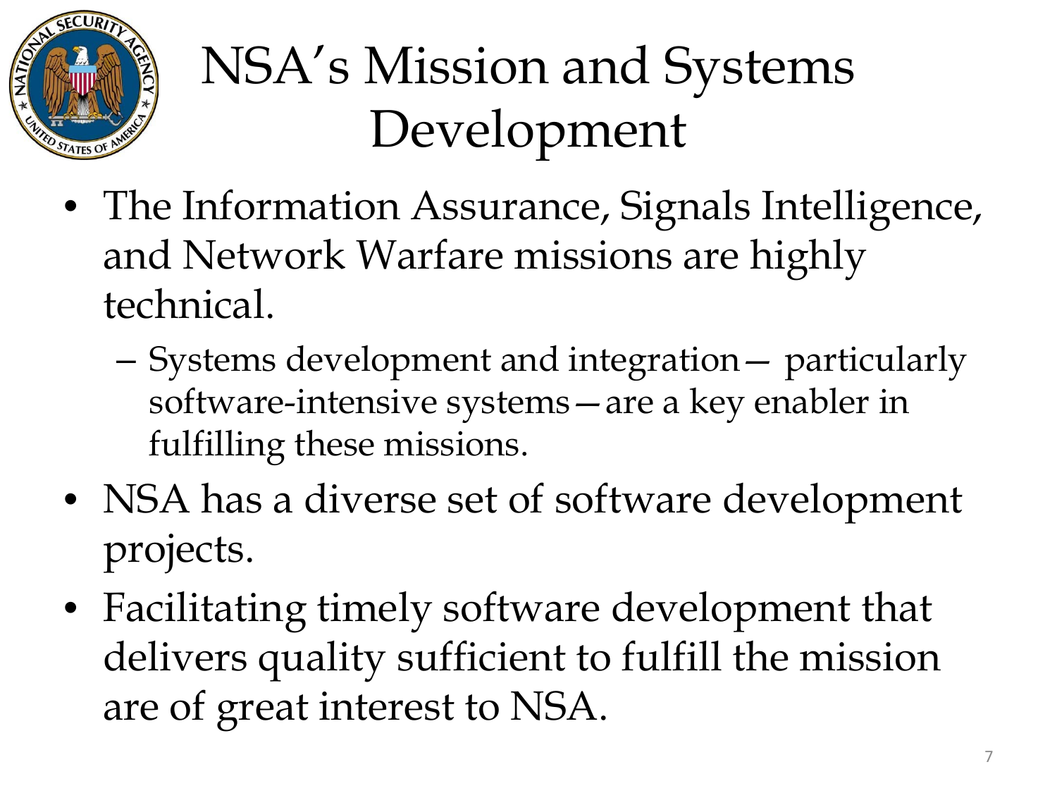# NSA's Mission and Systems Development

- The Information Assurance, Signals Intelligence, and Network Warfare missions are highly technical.
  - Systems development and integration— particularly software-intensive systems—are a key enabler in fulfilling these missions.
- NSA has a diverse set of software development projects.
- Facilitating timely software development that delivers quality sufficient to fulfill the mission are of great interest to NSA.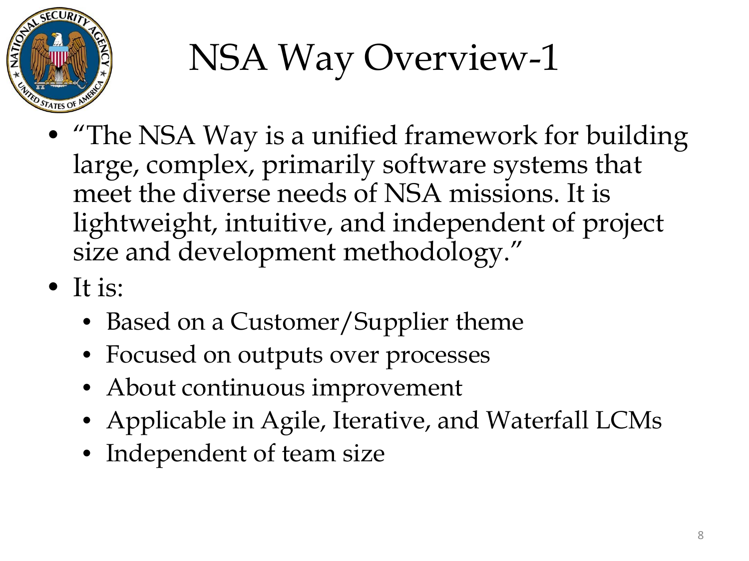# NSA Way Overview-1

- "The NSA Way is a unified framework for building large, complex, primarily software systems that meet the diverse needs of NSA missions. It is lightweight, intuitive, and independent of project size and development methodology."
- It is:
  - Based on a Customer/Supplier theme
  - Focused on outputs over processes
  - About continuous improvement
  - Applicable in Agile, Iterative, and Waterfall LCMs
  - Independent of team size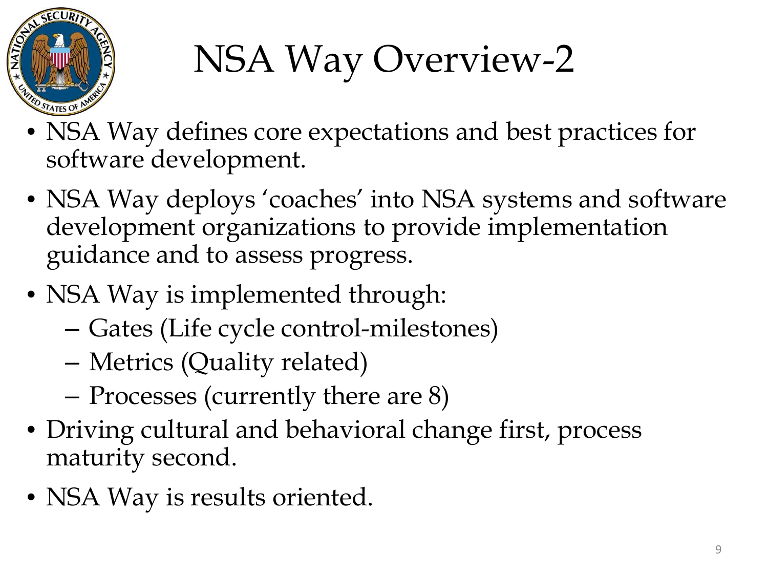# NSA Way Overview-2

- NSA Way defines core expectations and best practices for software development.
- NSA Way deploys ‘coaches’ into NSA systems and software development organizations to provide implementation guidance and to assess progress.
- NSA Way is implemented through:
  - Gates (Life cycle control-milestones)
  - Metrics (Quality related)
  - Processes (currently there are 8)
- Driving cultural and behavioral change first, process maturity second.
- NSA Way is results oriented.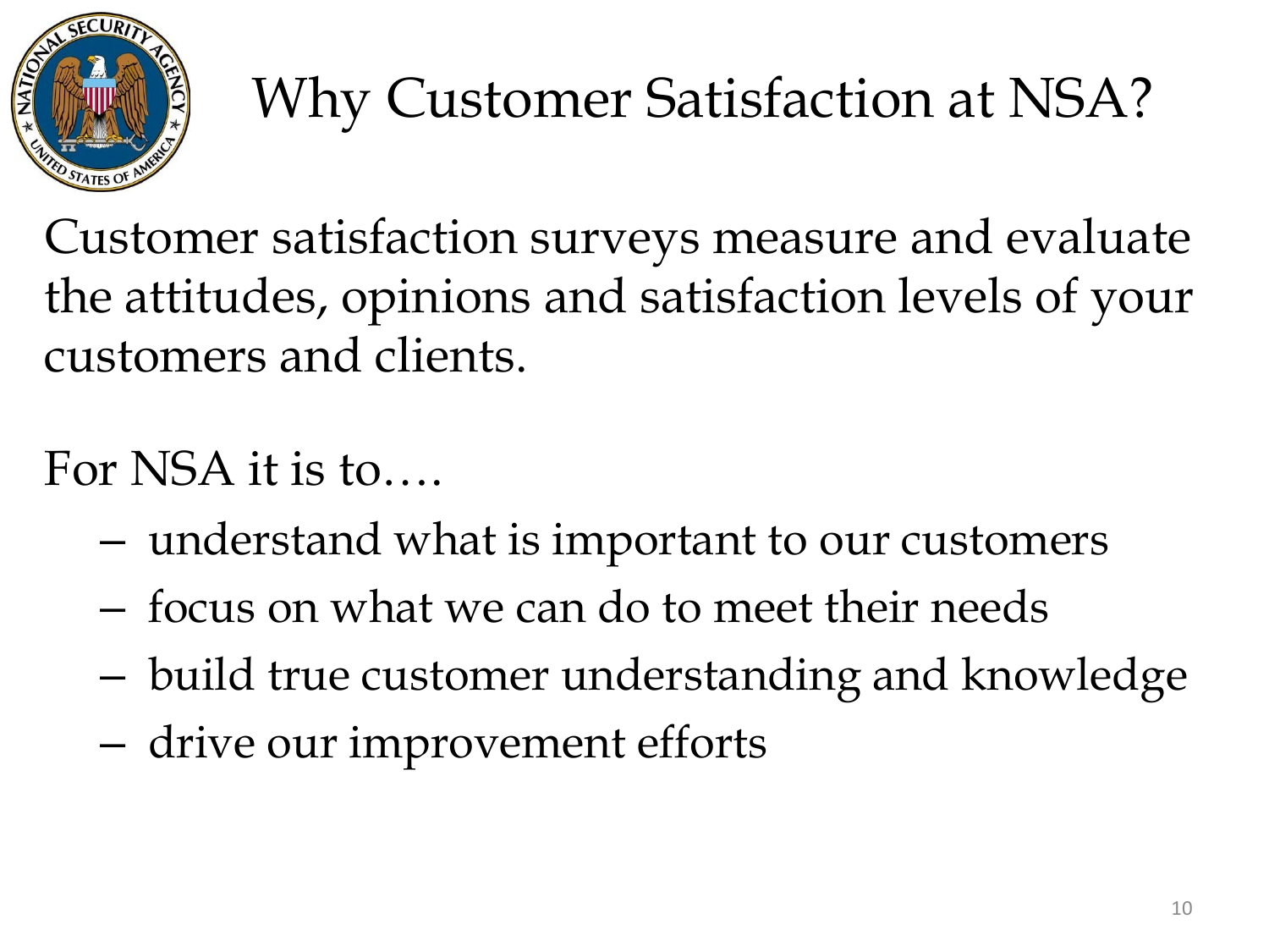# Why Customer Satisfaction at NSA?

Customer satisfaction surveys measure and evaluate the attitudes, opinions and satisfaction levels of your customers and clients.

For NSA it is to….

- understand what is important to our customers
- focus on what we can do to meet their needs
- build true customer understanding and knowledge
- drive our improvement efforts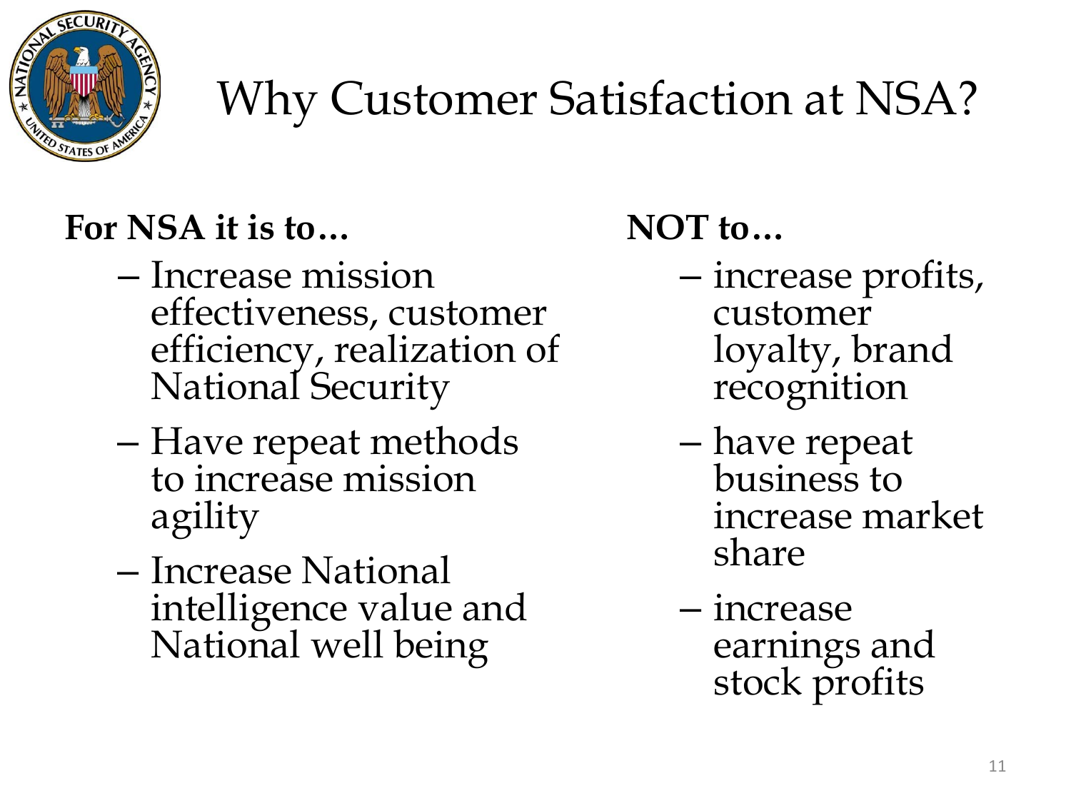# Why Customer Satisfaction at NSA?

**For NSA it is to…**

- Increase mission effectiveness, customer efficiency, realization of National Security
- Have repeat methods to increase mission agility
- Increase National intelligence value and National well being

**NOT to…**

- increase profits, customer loyalty, brand recognition
- have repeat business to increase market share
- increase earnings and stock profits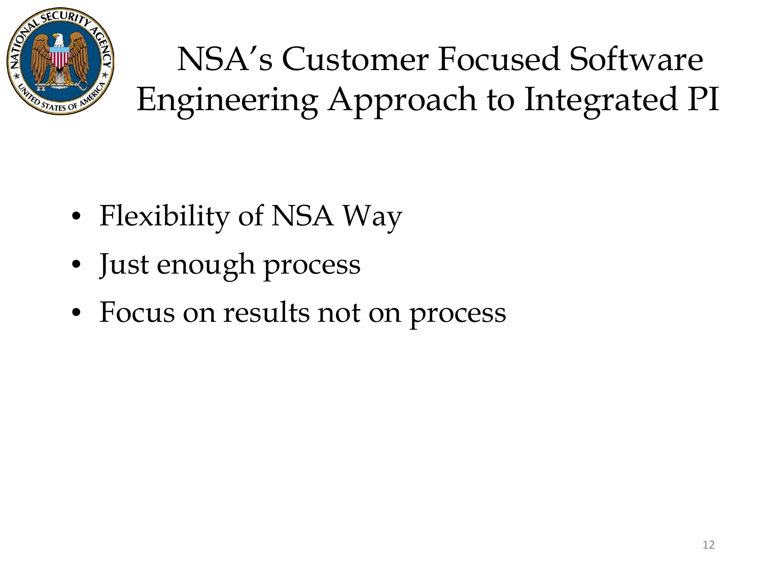# NSA's Customer Focused Software Engineering Approach to Integrated PI

- Flexibility of NSA Way
- Just enough process
- Focus on results not on process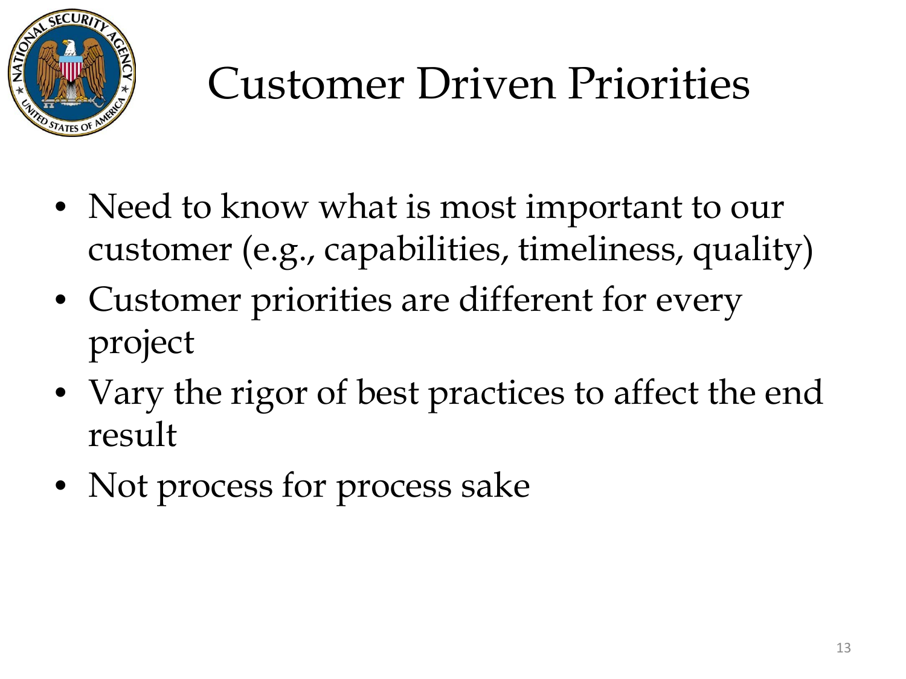# Customer Driven Priorities

- Need to know what is most important to our customer (e.g., capabilities, timeliness, quality)
- Customer priorities are different for every project
- Vary the rigor of best practices to affect the end result
- Not process for process sake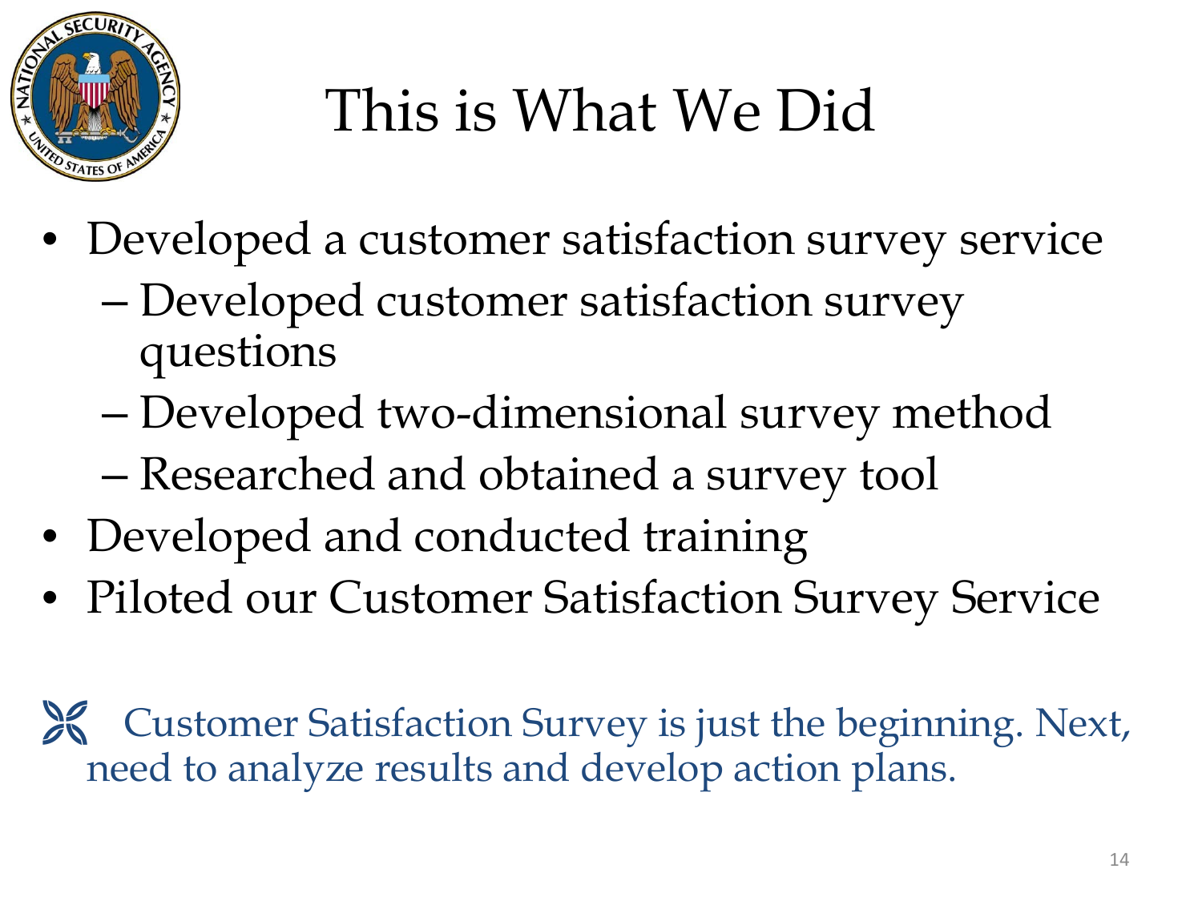# This is What We Did

- Developed a customer satisfaction survey service
  - Developed customer satisfaction survey questions
  - Developed two-dimensional survey method
  - Researched and obtained a survey tool
- Developed and conducted training
- Piloted our Customer Satisfaction Survey Service

Customer Satisfaction Survey is just the beginning. Next, need to analyze results and develop action plans.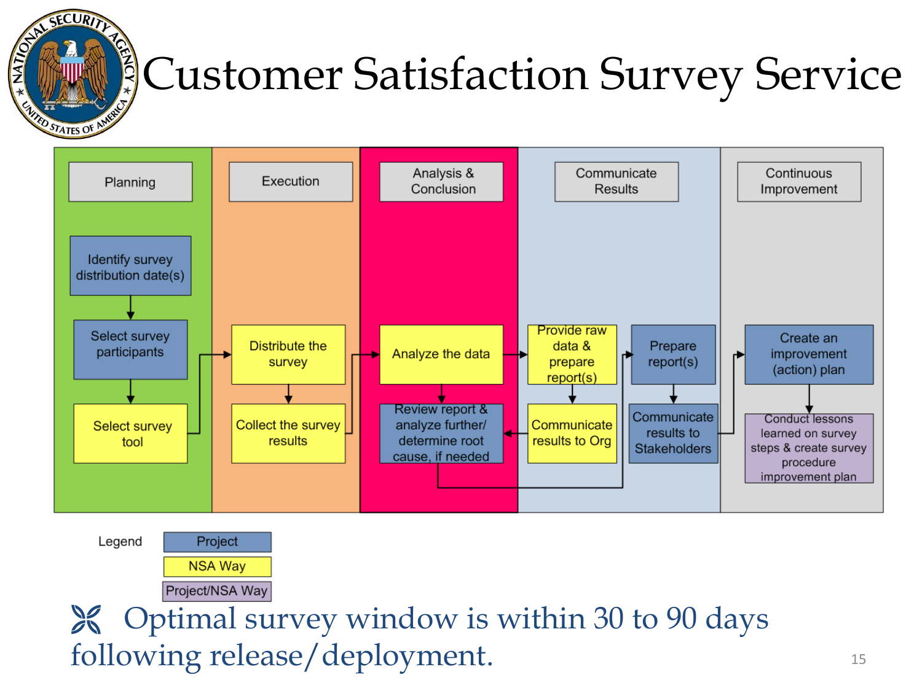# Customer Satisfaction Survey Service

Planning

Identify survey distribution date(s)

Select survey participants

Select survey tool

Execution

Distribute the survey

Collect the survey results

Analysis & Conclusion

Analyze the data

Review report & analyze further/ determine root cause, if needed

Communicate Results

Provide raw data & prepare report(s)

Communicate results to Org

Prepare report(s)

Communicate results to Stakeholders

Continuous Improvement

Create an improvement (action) plan

Conduct lessons learned on survey steps & create survey procedure improvement plan

Legend

- Project
- NSA Way
- Project/NSA Way

- Optimal survey window is within 30 to 90 days following release/deployment.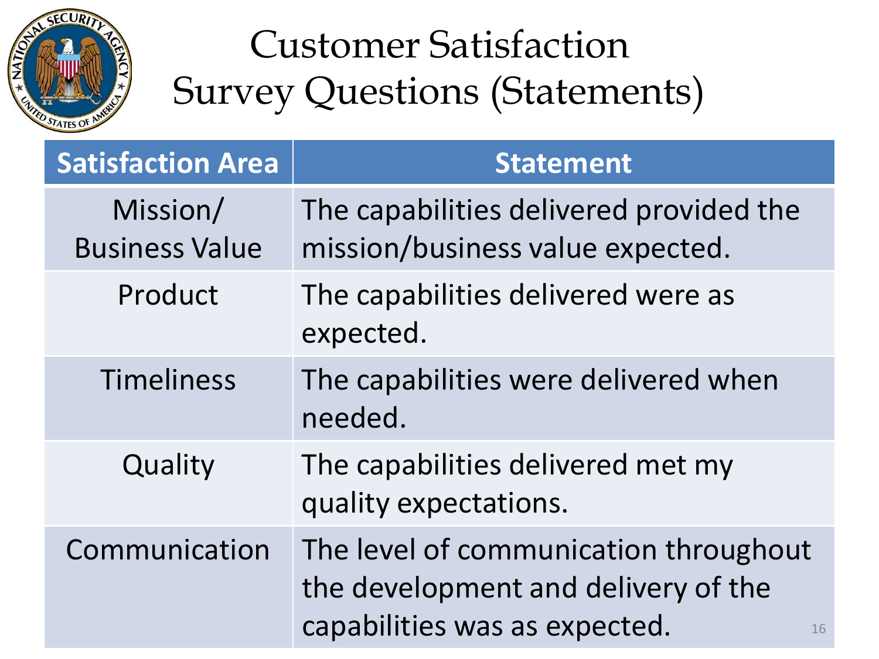# Customer Satisfaction Survey Questions (Statements)

| Satisfaction Area | Statement |
| --- | --- |
| Mission/ Business Value | The capabilities delivered provided the mission/business value expected. |
| Product | The capabilities delivered were as expected. |
| Timeliness | The capabilities were delivered when needed. |
| Quality | The capabilities delivered met my quality expectations. |
| Communication | The level of communication throughout the development and delivery of the capabilities was as expected. |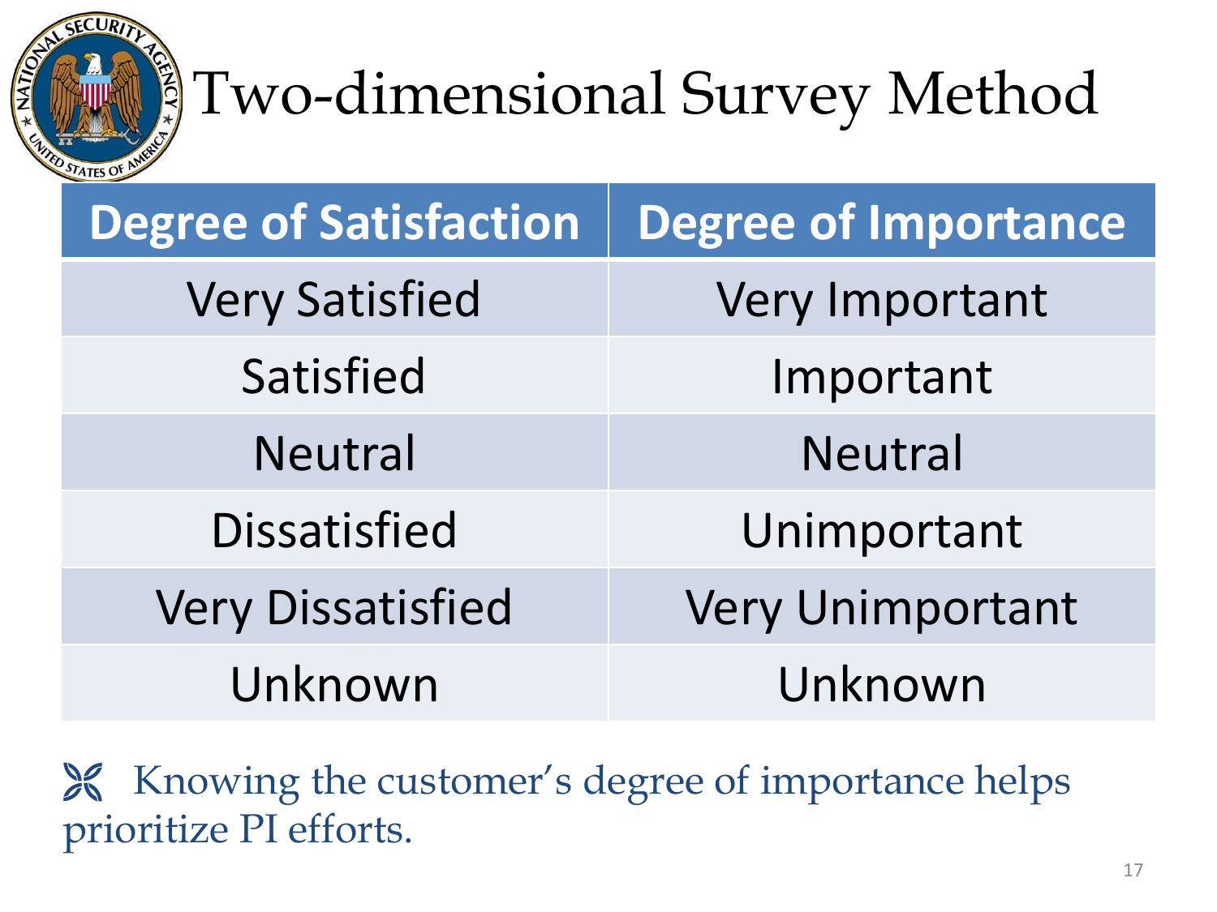# Two-dimensional Survey Method

| Degree of Satisfaction | Degree of Importance |
|---|---|
| Very Satisfied | Very Important |
| Satisfied | Important |
| Neutral | Neutral |
| Dissatisfied | Unimportant |
| Very Dissatisfied | Very Unimportant |
| Unknown | Unknown |

- Knowing the customer's degree of importance helps prioritize PI efforts.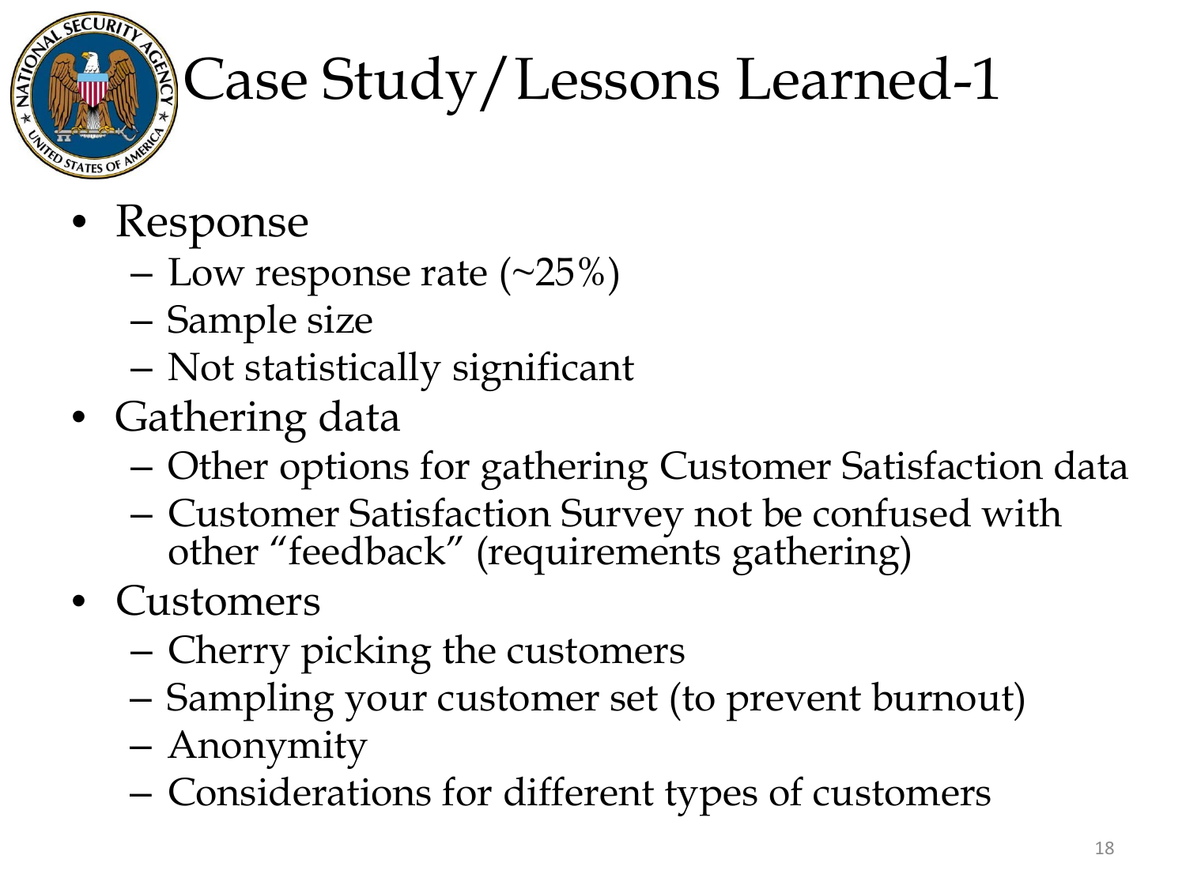# Case Study/Lessons Learned-1

- Response
  - Low response rate (~25%)
  - Sample size
  - Not statistically significant
- Gathering data
  - Other options for gathering Customer Satisfaction data
  - Customer Satisfaction Survey not be confused with other "feedback" (requirements gathering)
- Customers
  - Cherry picking the customers
  - Sampling your customer set (to prevent burnout)
  - Anonymity
  - Considerations for different types of customers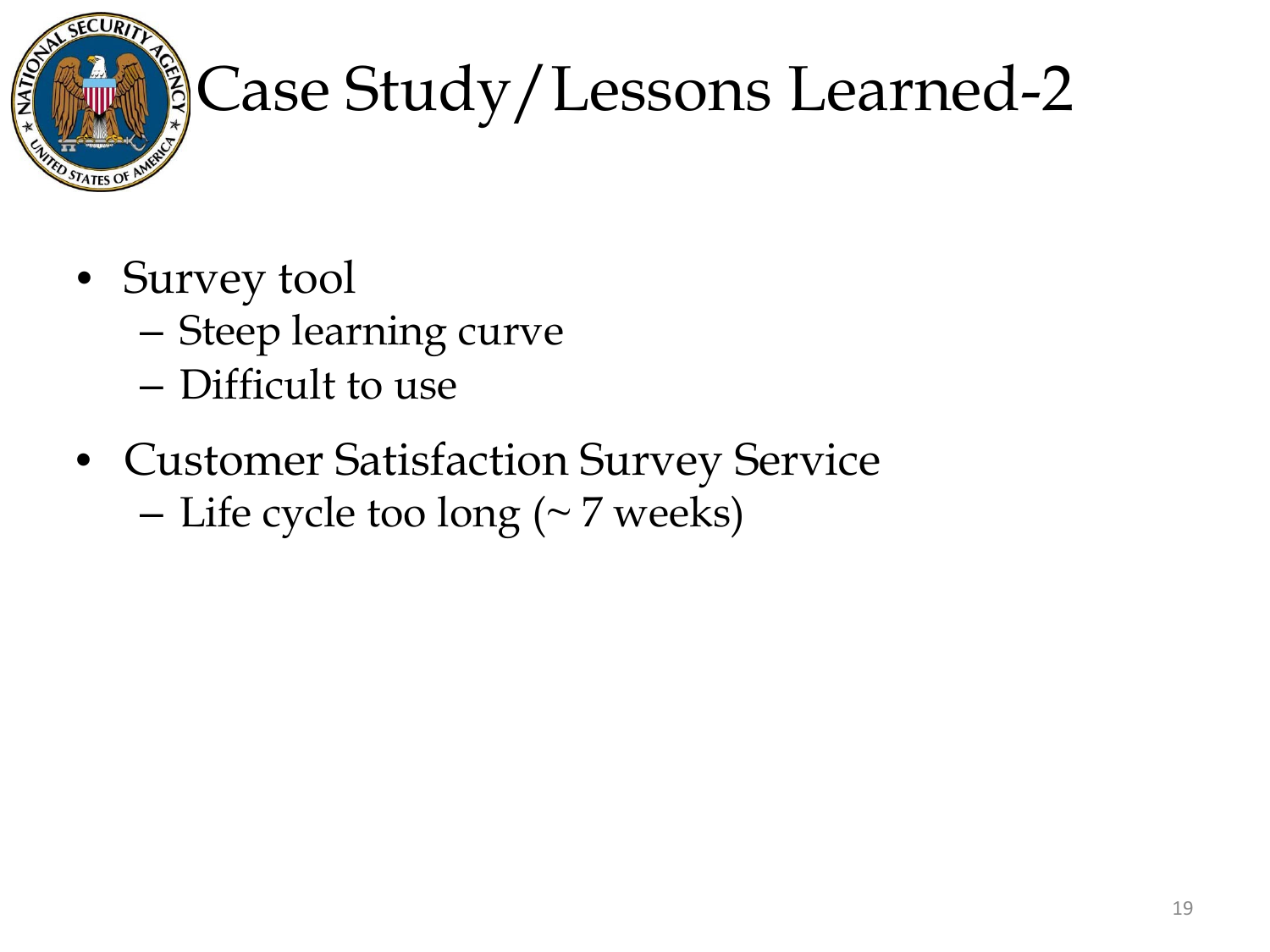# Case Study/Lessons Learned-2

- Survey tool
  - Steep learning curve
  - Difficult to use
- Customer Satisfaction Survey Service
  - Life cycle too long (~ 7 weeks)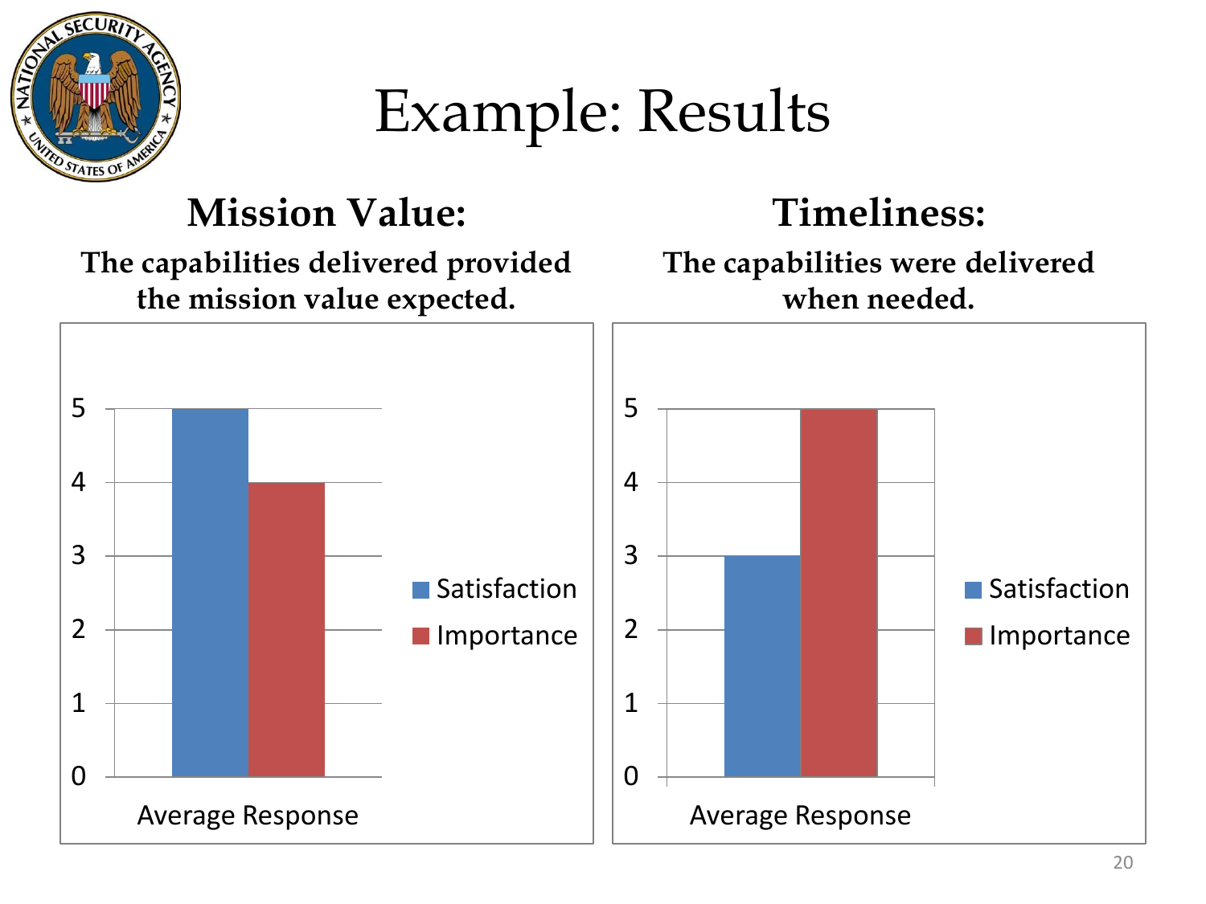# Example: Results

## Mission Value:

**The capabilities delivered provided the mission value expected.**

5
4
3
2
1
0

Satisfaction
Importance

Average Response

## Timeliness:

**The capabilities were delivered when needed.**

5
4
3
2
1
0

Satisfaction
Importance

Average Response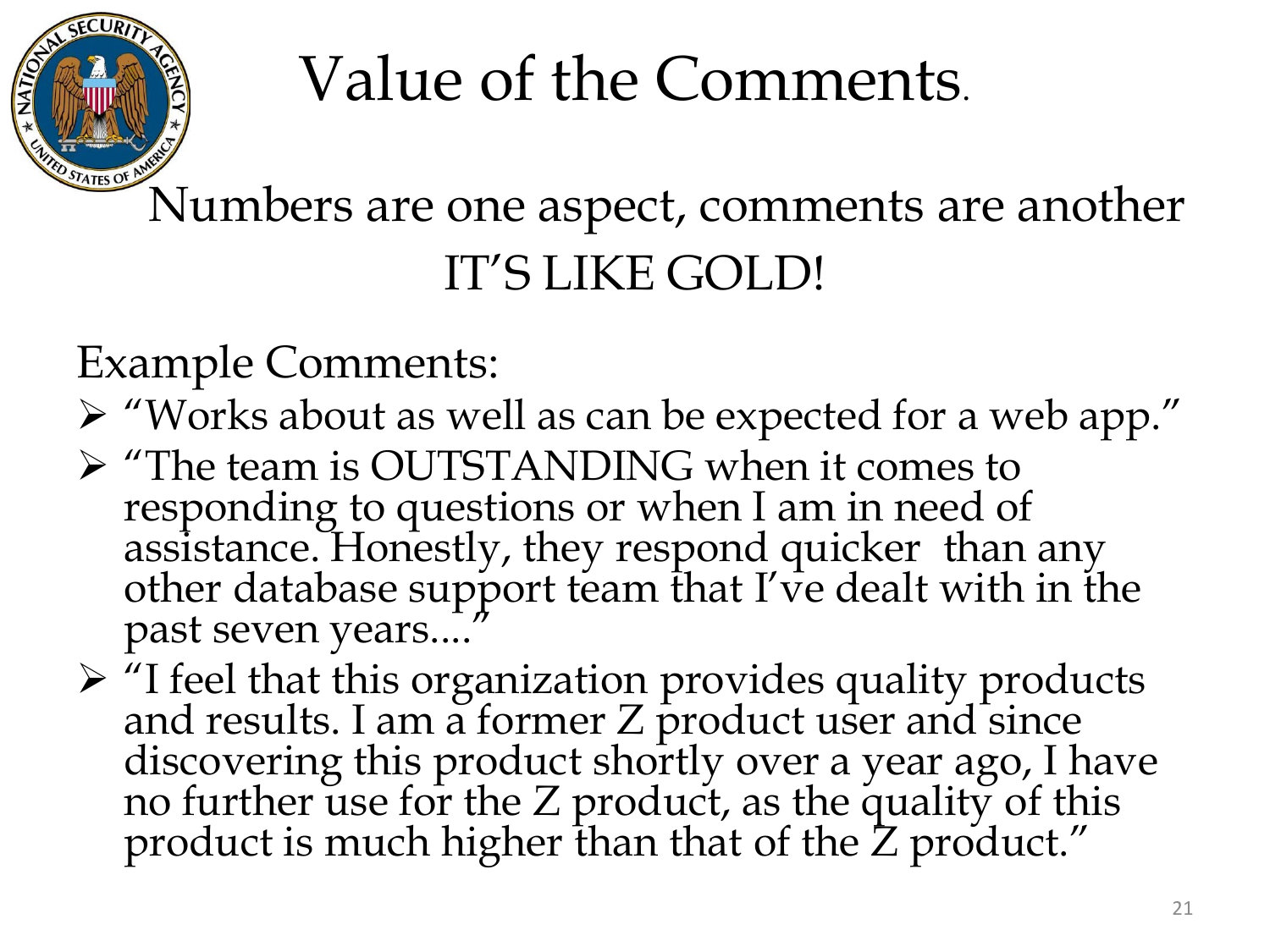# Value of the Comments.

Numbers are one aspect, comments are another

IT'S LIKE GOLD!

Example Comments:

- "Works about as well as can be expected for a web app."
- "The team is OUTSTANDING when it comes to responding to questions or when I am in need of assistance. Honestly, they respond quicker than any other database support team that I've dealt with in the past seven years...."
- "I feel that this organization provides quality products and results. I am a former Z product user and since discovering this product shortly over a year ago, I have no further use for the Z product, as the quality of this product is much higher than that of the Z product."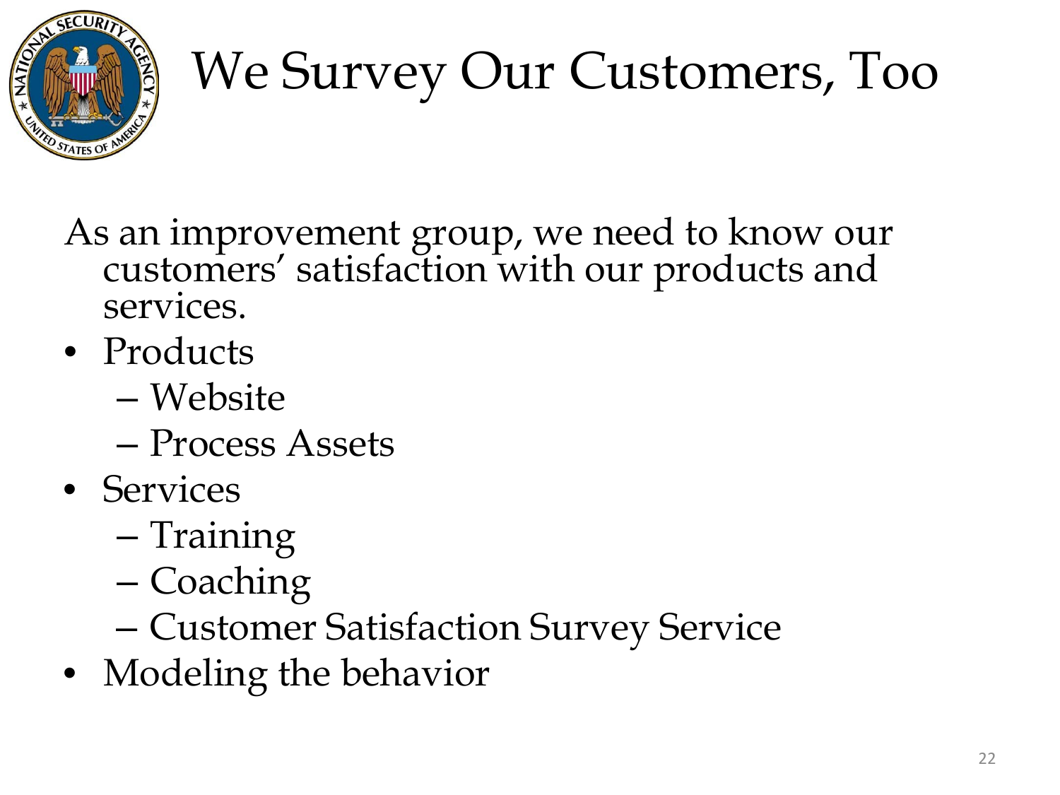# We Survey Our Customers, Too

As an improvement group, we need to know our customers' satisfaction with our products and services.

- Products
  - Website
  - Process Assets
- Services
  - Training
  - Coaching
  - Customer Satisfaction Survey Service
- Modeling the behavior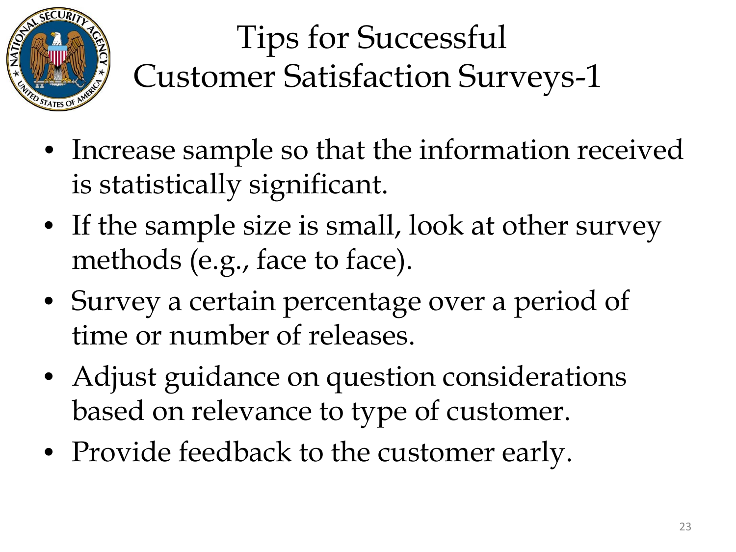# Tips for Successful Customer Satisfaction Surveys-1

- Increase sample so that the information received is statistically significant.
- If the sample size is small, look at other survey methods (e.g., face to face).
- Survey a certain percentage over a period of time or number of releases.
- Adjust guidance on question considerations based on relevance to type of customer.
- Provide feedback to the customer early.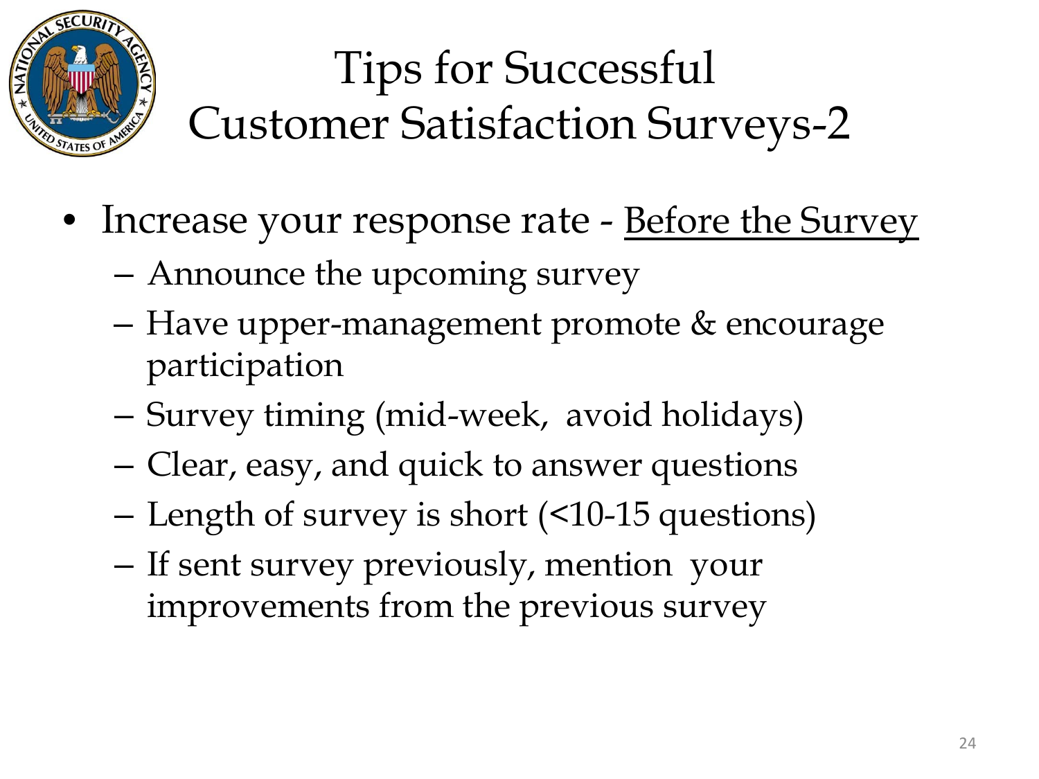# Tips for Successful Customer Satisfaction Surveys-2

- Increase your response rate - Before the Survey
  - Announce the upcoming survey
  - Have upper-management promote & encourage participation
  - Survey timing (mid-week, avoid holidays)
  - Clear, easy, and quick to answer questions
  - Length of survey is short (<10-15 questions)
  - If sent survey previously, mention your improvements from the previous survey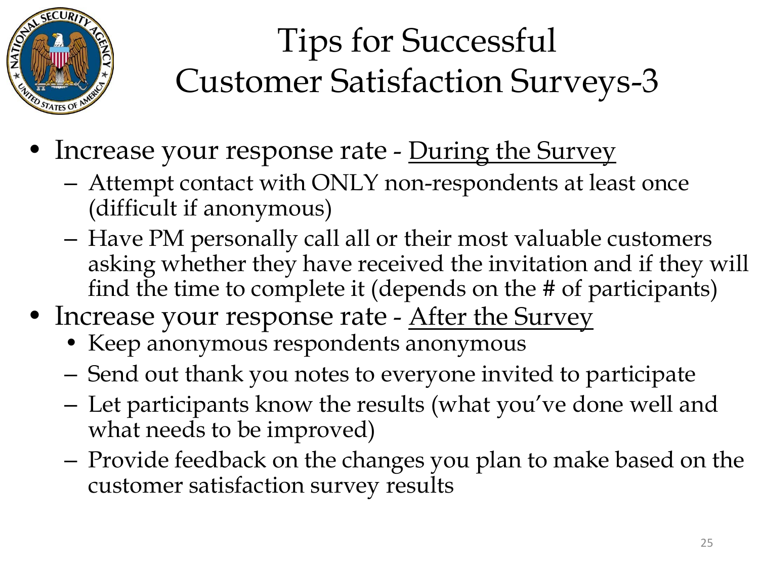# Tips for Successful Customer Satisfaction Surveys-3

- Increase your response rate - <u>During the Survey</u>
  - Attempt contact with ONLY non-respondents at least once (difficult if anonymous)
  - Have PM personally call all or their most valuable customers asking whether they have received the invitation and if they will find the time to complete it (depends on the # of participants)
- Increase your response rate - <u>After the Survey</u>
  - Keep anonymous respondents anonymous
  - Send out thank you notes to everyone invited to participate
  - Let participants know the results (what you've done well and what needs to be improved)
  - Provide feedback on the changes you plan to make based on the customer satisfaction survey results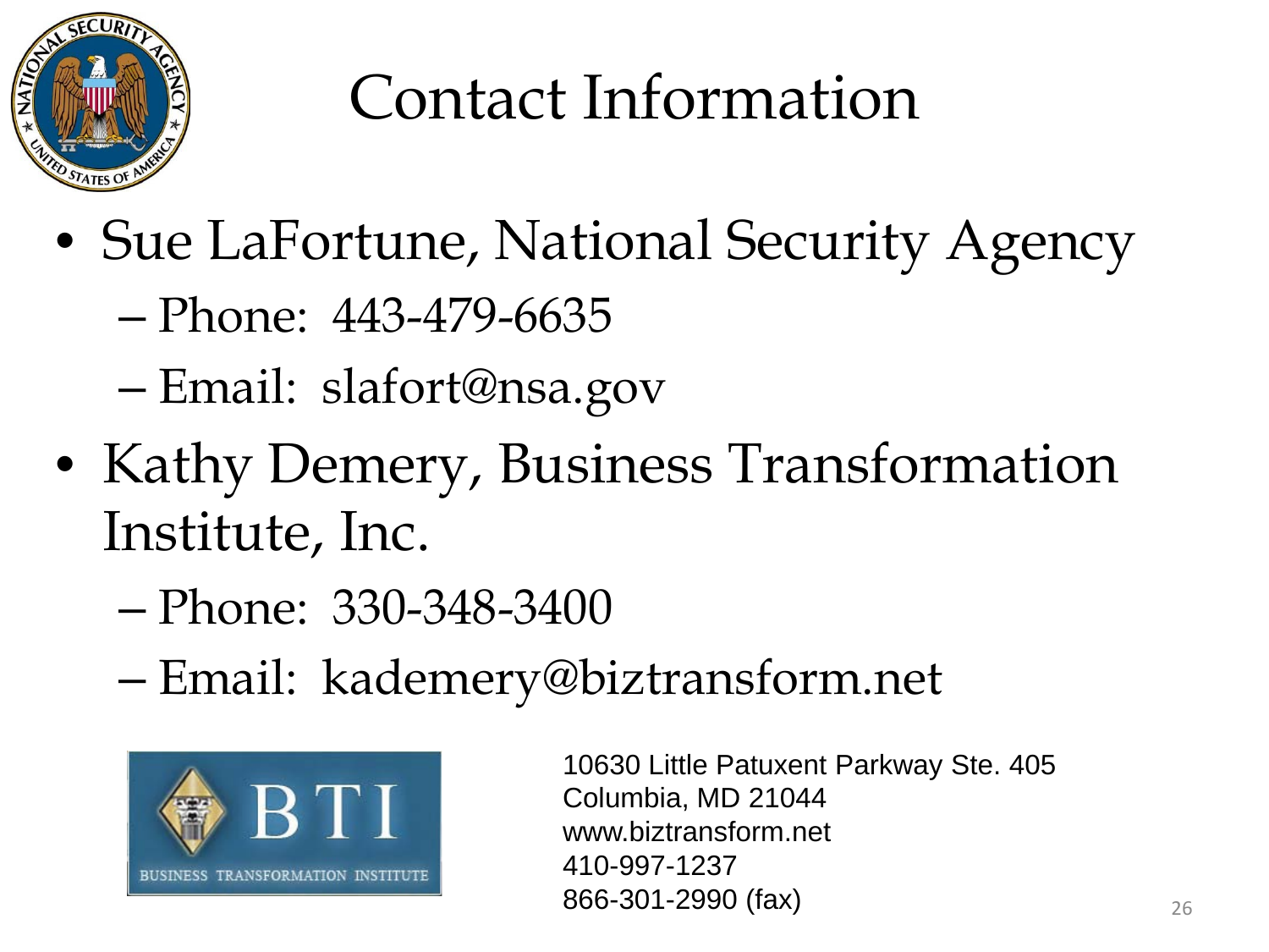# Contact Information

- Sue LaFortune, National Security Agency
  - Phone: 443-479-6635
  - Email: slafort@nsa.gov
- Kathy Demery, Business Transformation Institute, Inc.
  - Phone: 330-348-3400
  - Email: kademery@biztransform.net

BTI
BUSINESS TRANSFORMATION INSTITUTE

10630 Little Patuxent Parkway Ste. 405
Columbia, MD 21044
www.biztransform.net
410-997-1237
866-301-2990 (fax)